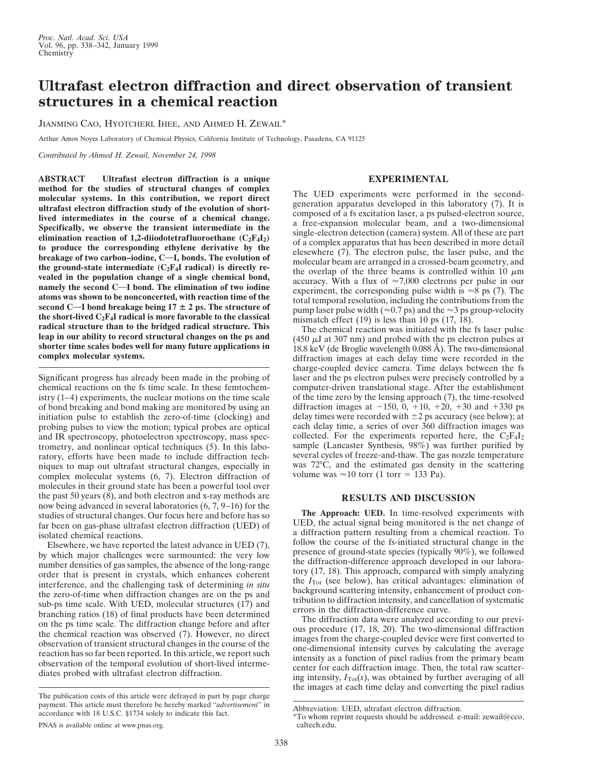# Ultrafast electron diffraction and direct observation of transient structures in a chemical reaction

JIANMING CAO, HYOTCHERL IHEE, AND AHMED H. ZEWAIL*

Arthur Amos Noyes Laboratory of Chemical Physics, California Institute of Technology, Pasadena, CA 91125

*Contributed by Ahmed H. Zewail, November 24, 1998*

**ABSTRACT** **Ultrafast electron diffraction is a unique method for the studies of structural changes of complex molecular systems. In this contribution, we report direct ultrafast electron diffraction study of the evolution of short-lived intermediates in the course of a chemical change. Specifically, we observe the transient intermediate in the elimination reaction of 1,2-diiodotetrafluoroethane ($C_2F_4I_2$) to produce the corresponding ethylene derivative by the breakage of two carbon–iodine, C—I, bonds. The evolution of the ground-state intermediate ($C_2F_4I$ radical) is directly revealed in the population change of a single chemical bond, namely the second C—I bond. The elimination of two iodine atoms was shown to be nonconcerted, with reaction time of the second C—I bond breakage being 17 ± 2 ps. The structure of the short-lived $C_2F_4I$ radical is more favorable to the classical radical structure than to the bridged radical structure. This leap in our ability to record structural changes on the ps and shorter time scales bodes well for many future applications in complex molecular systems.**

Significant progress has already been made in the probing of chemical reactions on the fs time scale. In these femtochemistry (1–4) experiments, the nuclear motions on the time scale of bond breaking and bond making are monitored by using an initiation pulse to establish the zero-of-time (clocking) and probing pulses to view the motion; typical probes are optical and IR spectroscopy, photoelectron spectroscopy, mass spectrometry, and nonlinear optical techniques (5). In this laboratory, efforts have been made to include diffraction techniques to map out ultrafast structural changes, especially in complex molecular systems (6, 7). Electron diffraction of molecules in their ground state has been a powerful tool over the past 50 years (8), and both electron and x-ray methods are now being advanced in several laboratories (6, 7, 9–16) for the studies of structural changes. Our focus here and before has so far been on gas-phase ultrafast electron diffraction (UED) of isolated chemical reactions.

Elsewhere, we have reported the latest advance in UED (7), by which major challenges were surmounted: the very low number densities of gas samples, the absence of the long-range order that is present in crystals, which enhances coherent interference, and the challenging task of determining *in situ* the zero-of-time when diffraction changes are on the ps and sub-ps time scale. With UED, molecular structures (17) and branching ratios (18) of final products have been determined on the ps time scale. The diffraction change before and after the chemical reaction was observed (7). However, no direct observation of transient structural changes in the course of the reaction has so far been reported. In this article, we report such observation of the temporal evolution of short-lived intermediates probed with ultrafast electron diffraction.

## EXPERIMENTAL

The UED experiments were performed in the second-generation apparatus developed in this laboratory (7). It is composed of a fs excitation laser, a ps pulsed-electron source, a free-expansion molecular beam, and a two-dimensional single-electron detection (camera) system. All of these are part of a complex apparatus that has been described in more detail elsewhere (7). The electron pulse, the laser pulse, and the molecular beam are arranged in a crossed-beam geometry, and the overlap of the three beams is controlled within 10 μm accuracy. With a flux of ≈7,000 electrons per pulse in our experiment, the corresponding pulse width is ≈8 ps (7). The total temporal resolution, including the contributions from the pump laser pulse width (≈0.7 ps) and the ≈3 ps group-velocity mismatch effect (19) is less than 10 ps (17, 18).

The chemical reaction was initiated with the fs laser pulse (450 μJ at 307 nm) and probed with the ps electron pulses at 18.8 keV (de Broglie wavelength 0.088 Å). The two-dimensional diffraction images at each delay time were recorded in the charge-coupled device camera. Time delays between the fs laser and the ps electron pulses were precisely controlled by a computer-driven translational stage. After the establishment of the time zero by the lensing approach (7), the time-resolved diffraction images at −150, 0, +10, +20, +30 and +330 ps delay times were recorded with ±2 ps accuracy (see below); at each delay time, a series of over 360 diffraction images was collected. For the experiments reported here, the $C_2F_4I_2$ sample (Lancaster Synthesis, 98%) was further purified by several cycles of freeze-and-thaw. The gas nozzle temperature was 72°C, and the estimated gas density in the scattering volume was ≈10 torr (1 torr = 133 Pa).

## RESULTS AND DISCUSSION

**The Approach: UED.** In time-resolved experiments with UED, the actual signal being monitored is the net change of a diffraction pattern resulting from a chemical reaction. To follow the course of the fs-initiated structural change in the presence of ground-state species (typically 90%), we followed the diffraction-difference approach developed in our laboratory (17, 18). This approach, compared with simply analyzing the $I_{Tot}$ (see below), has critical advantages: elimination of background scattering intensity, enhancement of product contribution to diffraction intensity, and cancellation of systematic errors in the diffraction-difference curve.

The diffraction data were analyzed according to our previous procedure (17, 18, 20). The two-dimensional diffraction images from the charge-coupled device were first converted to one-dimensional intensity curves by calculating the average intensity as a function of pixel radius from the primary beam center for each diffraction image. Then, the total raw scattering intensity, $I_{Tot}(s)$, was obtained by further averaging of all the images at each time delay and converting the pixel radius

---

The publication costs of this article were defrayed in part by page charge payment. This article must therefore be hereby marked "*advertisement*" in accordance with 18 U.S.C. §1734 solely to indicate this fact.

PNAS is available online at www.pnas.org.

Abbreviation: UED, ultrafast electron diffraction.

*To whom reprint requests should be addressed. e-mail: zewail@cco.caltech.edu.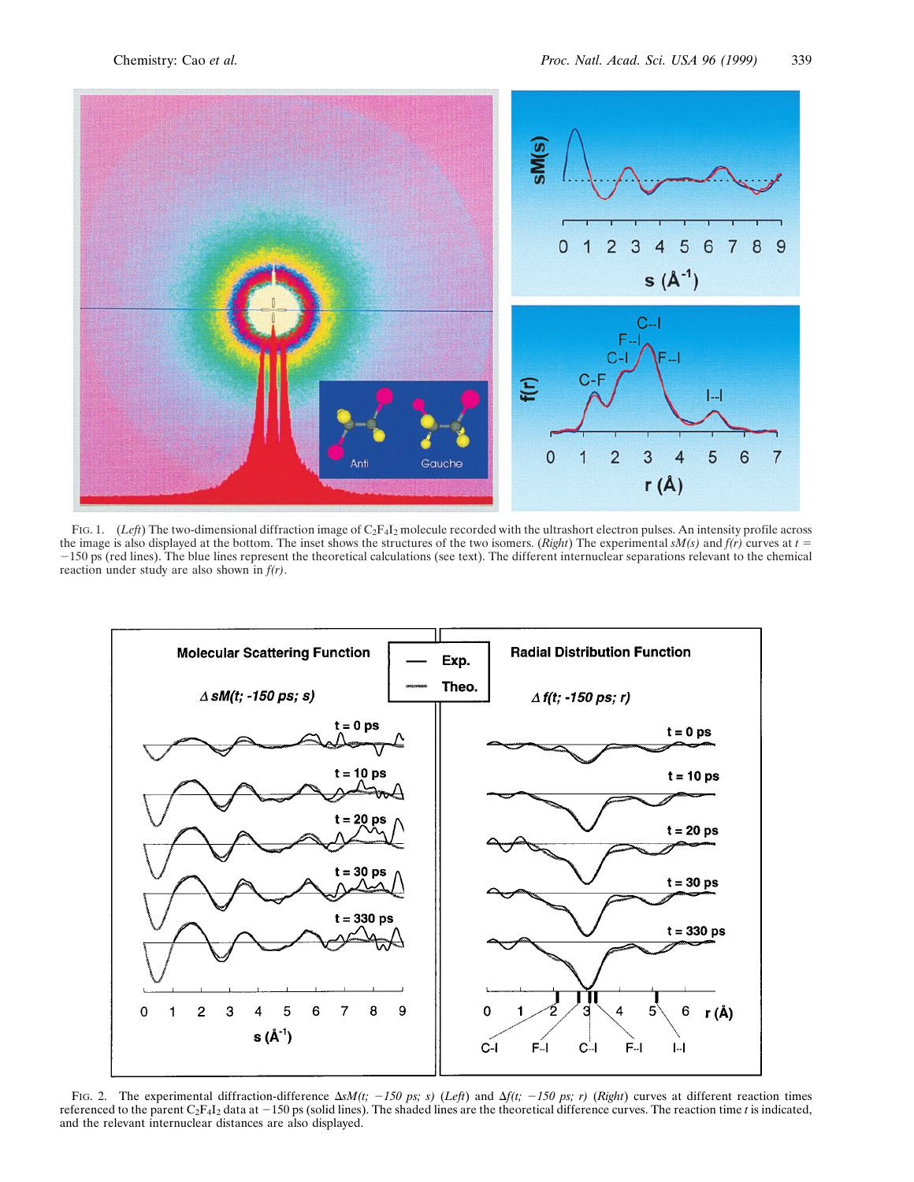FIG. 1. (*Left*) The two-dimensional diffraction image of $C_2F_4I_2$ molecule recorded with the ultrashort electron pulses. An intensity profile across the image is also displayed at the bottom. The inset shows the structures of the two isomers. (*Right*) The experimental *sM(s)* and *f(r)* curves at $t = -150$ ps (red lines). The blue lines represent the theoretical calculations (see text). The different internuclear separations relevant to the chemical reaction under study are also shown in *f(r)*.

FIG. 2. The experimental diffraction-difference $\Delta sM(t; -150\ ps; s)$ (*Left*) and $\Delta f(t; -150\ ps; r)$ (*Right*) curves at different reaction times referenced to the parent $C_2F_4I_2$ data at $-150$ ps (solid lines). The shaded lines are the theoretical difference curves. The reaction time *t* is indicated, and the relevant internuclear distances are also displayed.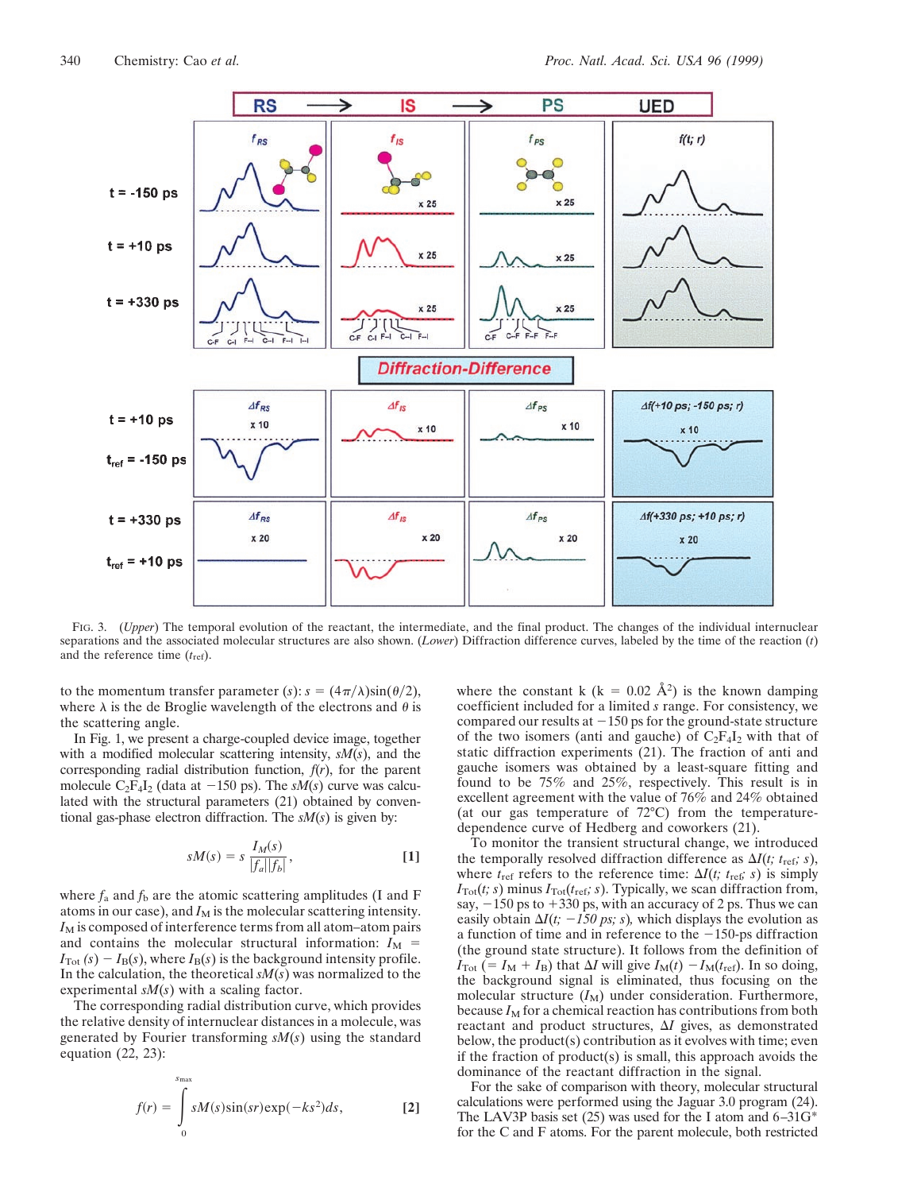FIG. 3. (*Upper*) The temporal evolution of the reactant, the intermediate, and the final product. The changes of the individual internuclear separations and the associated molecular structures are also shown. (*Lower*) Diffraction difference curves, labeled by the time of the reaction ($t$) and the reference time ($t_{ref}$).

to the momentum transfer parameter ($s$): $s = (4\pi/\lambda)\sin(\theta/2)$, where $\lambda$ is the de Broglie wavelength of the electrons and $\theta$ is the scattering angle.

In Fig. 1, we present a charge-coupled device image, together with a modified molecular scattering intensity, $sM(s)$, and the corresponding radial distribution function, $f(r)$, for the parent molecule $C_2F_4I_2$ (data at −150 ps). The $sM(s)$ curve was calculated with the structural parameters (21) obtained by conventional gas-phase electron diffraction. The $sM(s)$ is given by:

$$sM(s) = s\,\frac{I_M(s)}{|f_a||f_b|}, \qquad [1]$$

where $f_a$ and $f_b$ are the atomic scattering amplitudes (I and F atoms in our case), and $I_M$ is the molecular scattering intensity. $I_M$ is composed of interference terms from all atom–atom pairs and contains the molecular structural information: $I_M = I_{Tot}(s) - I_B(s)$, where $I_B(s)$ is the background intensity profile. In the calculation, the theoretical $sM(s)$ was normalized to the experimental $sM(s)$ with a scaling factor.

The corresponding radial distribution curve, which provides the relative density of internuclear distances in a molecule, was generated by Fourier transforming $sM(s)$ using the standard equation (22, 23):

$$f(r) = \int_0^{s_{max}} sM(s)\sin(sr)\exp(-ks^2)ds, \qquad [2]$$

where the constant k (k = 0.02 Å$^2$) is the known damping coefficient included for a limited $s$ range. For consistency, we compared our results at −150 ps for the ground-state structure of the two isomers (anti and gauche) of $C_2F_4I_2$ with that of static diffraction experiments (21). The fraction of anti and gauche isomers was obtained by a least-square fitting and found to be 75% and 25%, respectively. This result is in excellent agreement with the value of 76% and 24% obtained (at our gas temperature of 72°C) from the temperature-dependence curve of Hedberg and coworkers (21).

To monitor the transient structural change, we introduced the temporally resolved diffraction difference as $\Delta I(t;\, t_{ref};\, s)$, where $t_{ref}$ refers to the reference time: $\Delta I(t;\, t_{ref};\, s)$ is simply $I_{Tot}(t;\, s)$ minus $I_{Tot}(t_{ref};\, s)$. Typically, we scan diffraction from, say, −150 ps to +330 ps, with an accuracy of 2 ps. Thus we can easily obtain $\Delta I(t;\, -150\ ps;\, s)$, which displays the evolution as a function of time and in reference to the −150-ps diffraction (the ground state structure). It follows from the definition of $I_{Tot}$ (= $I_M + I_B$) that $\Delta I$ will give $I_M(t) - I_M(t_{ref})$. In so doing, the background signal is eliminated, thus focusing on the molecular structure ($I_M$) under consideration. Furthermore, because $I_M$ for a chemical reaction has contributions from both reactant and product structures, $\Delta I$ gives, as demonstrated below, the product(s) contribution as it evolves with time; even if the fraction of product(s) is small, this approach avoids the dominance of the reactant diffraction in the signal.

For the sake of comparison with theory, molecular structural calculations were performed using the Jaguar 3.0 program (24). The LAV3P basis set (25) was used for the I atom and 6–31G* for the C and F atoms. For the parent molecule, both restricted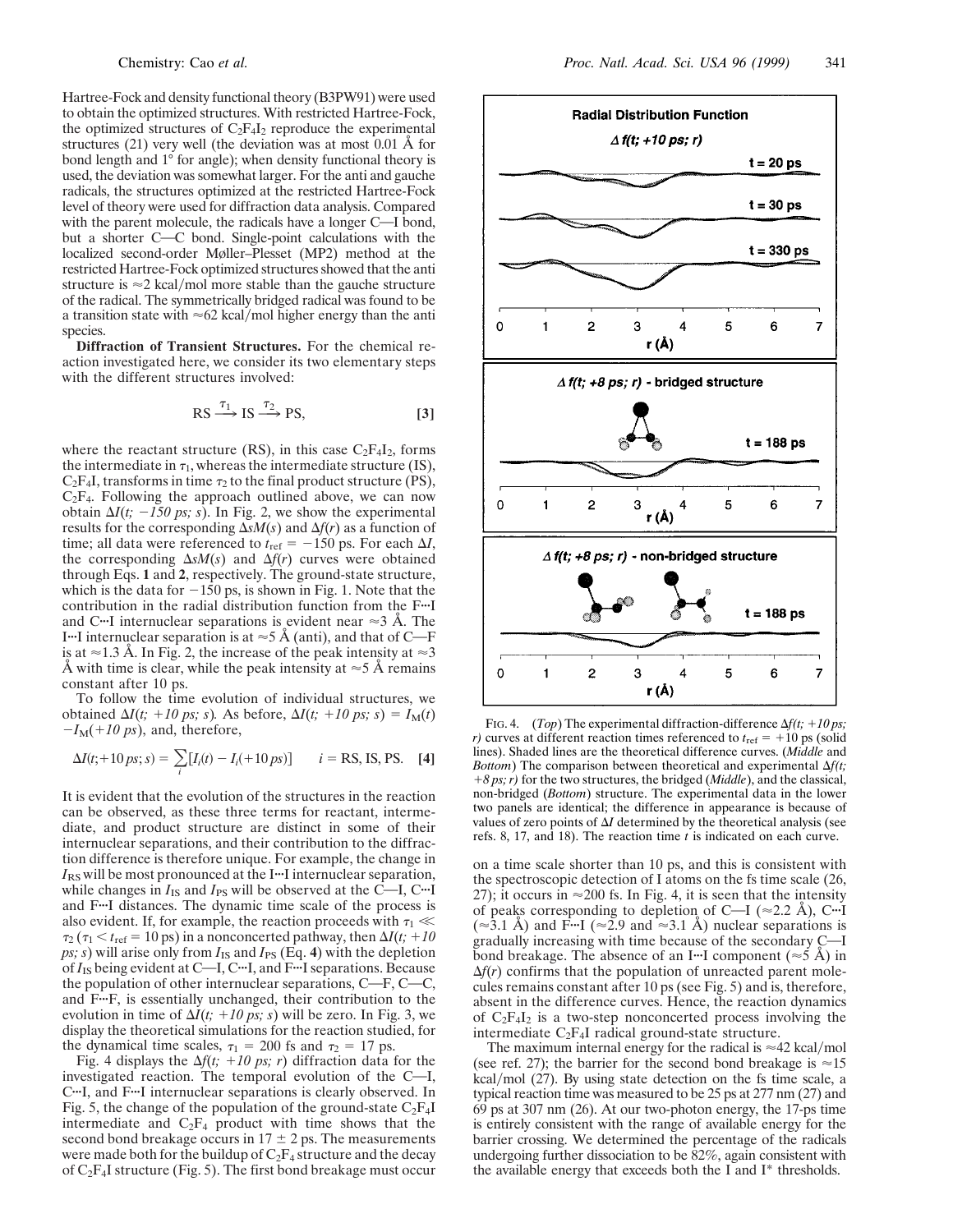Hartree-Fock and density functional theory (B3PW91) were used to obtain the optimized structures. With restricted Hartree-Fock, the optimized structures of $C_2F_4I_2$ reproduce the experimental structures (21) very well (the deviation was at most 0.01 Å for bond length and 1° for angle); when density functional theory is used, the deviation was somewhat larger. For the anti and gauche radicals, the structures optimized at the restricted Hartree-Fock level of theory were used for diffraction data analysis. Compared with the parent molecule, the radicals have a longer C—I bond, but a shorter C—C bond. Single-point calculations with the localized second-order Møller–Plesset (MP2) method at the restricted Hartree-Fock optimized structures showed that the anti structure is ≈2 kcal/mol more stable than the gauche structure of the radical. The symmetrically bridged radical was found to be a transition state with ≈62 kcal/mol higher energy than the anti species.

**Diffraction of Transient Structures.** For the chemical reaction investigated here, we consider its two elementary steps with the different structures involved:

$$\mathrm{RS} \xrightarrow{\tau_1} \mathrm{IS} \xrightarrow{\tau_2} \mathrm{PS}, \qquad [3]$$

where the reactant structure (RS), in this case $C_2F_4I_2$, forms the intermediate in $\tau_1$, whereas the intermediate structure (IS), $C_2F_4I$, transforms in time $\tau_2$ to the final product structure (PS), $C_2F_4$. Following the approach outlined above, we can now obtain $\Delta I(t;\ -150\ ps;\ s)$. In Fig. 2, we show the experimental results for the corresponding $\Delta sM(s)$ and $\Delta f(r)$ as a function of time; all data were referenced to $t_{\mathrm{ref}} = -150$ ps. For each $\Delta I$, the corresponding $\Delta sM(s)$ and $\Delta f(r)$ curves were obtained through Eqs. **1** and **2**, respectively. The ground-state structure, which is the data for −150 ps, is shown in Fig. 1. Note that the contribution in the radial distribution function from the F···I and C···I internuclear separations is evident near ≈3 Å. The I···I internuclear separation is at ≈5 Å (anti), and that of C—F is at ≈1.3 Å. In Fig. 2, the increase of the peak intensity at ≈3 Å with time is clear, while the peak intensity at ≈5 Å remains constant after 10 ps.

To follow the time evolution of individual structures, we obtained $\Delta I(t;\ +10\ ps;\ s)$. As before, $\Delta I(t;\ +10\ ps;\ s) = I_{\mathrm{M}}(t) - I_{\mathrm{M}}(+10\ ps)$, and, therefore,

$$\Delta I(t;+10\,ps;s) = \sum_i [I_i(t) - I_i(+10\,ps)] \qquad i = \mathrm{RS, IS, PS}. \qquad [4]$$

It is evident that the evolution of the structures in the reaction can be observed, as these three terms for reactant, intermediate, and product structure are distinct in some of their internuclear separations, and their contribution to the diffraction difference is therefore unique. For example, the change in $I_{\mathrm{RS}}$ will be most pronounced at the I···I internuclear separation, while changes in $I_{\mathrm{IS}}$ and $I_{\mathrm{PS}}$ will be observed at the C—I, C···I and F···I distances. The dynamic time scale of the process is also evident. If, for example, the reaction proceeds with $\tau_1 \ll \tau_2$ ($\tau_1 < t_{\mathrm{ref}} = 10$ ps) in a nonconcerted pathway, then $\Delta I(t;\ +10\ ps;\ s)$ will arise only from $I_{\mathrm{IS}}$ and $I_{\mathrm{PS}}$ (Eq. **4**) with the depletion of $I_{\mathrm{IS}}$ being evident at C—I, C···I, and F···I separations. Because the population of other internuclear separations, C—F, C—C, and F···F, is essentially unchanged, their contribution to the evolution in time of $\Delta I(t;\ +10\ ps;\ s)$ will be zero. In Fig. 3, we display the theoretical simulations for the reaction studied, for the dynamical time scales, $\tau_1 = 200$ fs and $\tau_2 = 17$ ps.

Fig. 4 displays the $\Delta f(t;\ +10\ ps;\ r)$ diffraction data for the investigated reaction. The temporal evolution of the C—I, C···I, and F···I internuclear separations is clearly observed. In Fig. 5, the change of the population of the ground-state $C_2F_4I$ intermediate and $C_2F_4$ product with time shows that the second bond breakage occurs in 17 ± 2 ps. The measurements were made both for the buildup of $C_2F_4$ structure and the decay of $C_2F_4I$ structure (Fig. 5). The first bond breakage must occur on a time scale shorter than 10 ps, and this is consistent with the spectroscopic detection of I atoms on the fs time scale (26, 27); it occurs in ≈200 fs. In Fig. 4, it is seen that the intensity of peaks corresponding to depletion of C—I (≈2.2 Å), C···I (≈3.1 Å) and F···I (≈2.9 and ≈3.1 Å) nuclear separations is gradually increasing with time because of the secondary C—I bond breakage. The absence of an I···I component (≈5 Å) in $\Delta f(r)$ confirms that the population of unreacted parent molecules remains constant after 10 ps (see Fig. 5) and is, therefore, absent in the difference curves. Hence, the reaction dynamics of $C_2F_4I_2$ is a two-step nonconcerted process involving the intermediate $C_2F_4I$ radical ground-state structure.

The maximum internal energy for the radical is ≈42 kcal/mol (see ref. 27); the barrier for the second bond breakage is ≈15 kcal/mol (27). By using state detection on the fs time scale, a typical reaction time was measured to be 25 ps at 277 nm (27) and 69 ps at 307 nm (26). At our two-photon energy, the 17-ps time is entirely consistent with the range of available energy for the barrier crossing. We determined the percentage of the radicals undergoing further dissociation to be 82%, again consistent with the available energy that exceeds both the I and I* thresholds.

FIG. 4. (*Top*) The experimental diffraction-difference $\Delta f(t;\ +10\ ps;\ r)$ curves at different reaction times referenced to $t_{\mathrm{ref}} = +10$ ps (solid lines). Shaded lines are the theoretical difference curves. (*Middle* and *Bottom*) The comparison between theoretical and experimental $\Delta f(t;\ +8\ ps;\ r)$ for the two structures, the bridged (*Middle*), and the classical, non-bridged (*Bottom*) structure. The experimental data in the lower two panels are identical; the difference in appearance is because of values of zero points of $\Delta I$ determined by the theoretical analysis (see refs. 8, 17, and 18). The reaction time $t$ is indicated on each curve.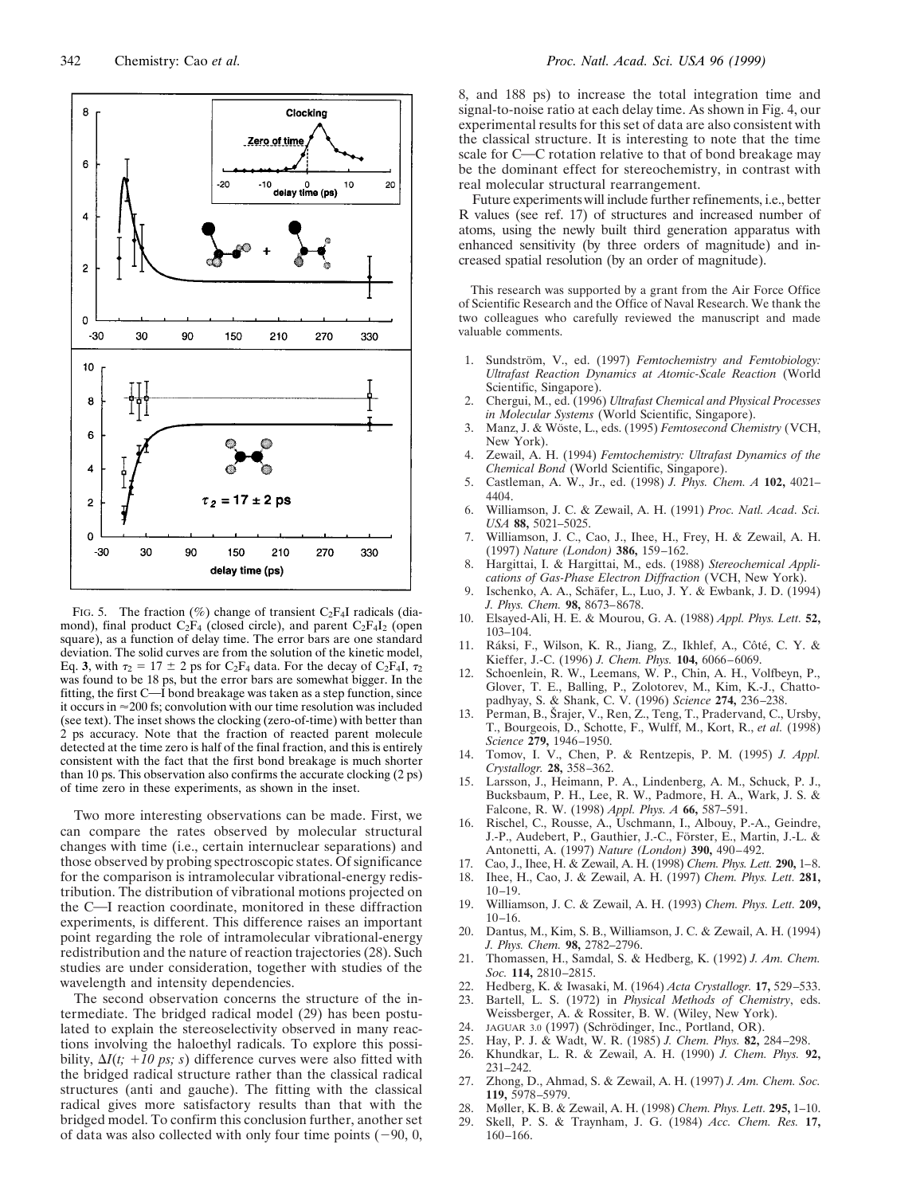Clocking

Zero of time

delay time (ps)

-20 -10 0 10 20

8

6

4

2

0

-30 30 90 150 210 270 330

10

8

6

4

2

0

-30 30 90 150 210 270 330

$\tau_2 = 17 \pm 2$ ps

delay time (ps)

FIG. 5. The fraction (%) change of transient $C_2F_4I$ radicals (diamond), final product $C_2F_4$ (closed circle), and parent $C_2F_4I_2$ (open square), as a function of delay time. The error bars are one standard deviation. The solid curves are from the solution of the kinetic model, Eq. **3**, with $\tau_2 = 17 \pm 2$ ps for $C_2F_4$ data. For the decay of $C_2F_4I$, $\tau_2$ was found to be 18 ps, but the error bars are somewhat bigger. In the fitting, the first C—I bond breakage was taken as a step function, since it occurs in ≈200 fs; convolution with our time resolution was included (see text). The inset shows the clocking (zero-of-time) with better than 2 ps accuracy. Note that the fraction of reacted parent molecule detected at the time zero is half of the final fraction, and this is entirely consistent with the fact that the first bond breakage is much shorter than 10 ps. This observation also confirms the accurate clocking (2 ps) of time zero in these experiments, as shown in the inset.

Two more interesting observations can be made. First, we can compare the rates observed by molecular structural changes with time (i.e., certain internuclear separations) and those observed by probing spectroscopic states. Of significance for the comparison is intramolecular vibrational-energy redistribution. The distribution of vibrational motions projected on the C—I reaction coordinate, monitored in these diffraction experiments, is different. This difference raises an important point regarding the role of intramolecular vibrational-energy redistribution and the nature of reaction trajectories (28). Such studies are under consideration, together with studies of the wavelength and intensity dependencies.

The second observation concerns the structure of the intermediate. The bridged radical model (29) has been postulated to explain the stereoselectivity observed in many reactions involving the haloethyl radicals. To explore this possibility, $\Delta I(t; +10\ ps; s)$ difference curves were also fitted with the bridged radical structure rather than the classical radical structures (anti and gauche). The fitting with the classical radical gives more satisfactory results than that with the bridged model. To confirm this conclusion further, another set of data was also collected with only four time points (−90, 0, 8, and 188 ps) to increase the total integration time and signal-to-noise ratio at each delay time. As shown in Fig. 4, our experimental results for this set of data are also consistent with the classical structure. It is interesting to note that the time scale for C—C rotation relative to that of bond breakage may be the dominant effect for stereochemistry, in contrast with real molecular structural rearrangement.

Future experiments will include further refinements, i.e., better R values (see ref. 17) of structures and increased number of atoms, using the newly built third generation apparatus with enhanced sensitivity (by three orders of magnitude) and increased spatial resolution (by an order of magnitude).

This research was supported by a grant from the Air Force Office of Scientific Research and the Office of Naval Research. We thank the two colleagues who carefully reviewed the manuscript and made valuable comments.

1. Sundström, V., ed. (1997) *Femtochemistry and Femtobiology: Ultrafast Reaction Dynamics at Atomic-Scale Reaction* (World Scientific, Singapore).
2. Chergui, M., ed. (1996) *Ultrafast Chemical and Physical Processes in Molecular Systems* (World Scientific, Singapore).
3. Manz, J. & Wöste, L., eds. (1995) *Femtosecond Chemistry* (VCH, New York).
4. Zewail, A. H. (1994) *Femtochemistry: Ultrafast Dynamics of the Chemical Bond* (World Scientific, Singapore).
5. Castleman, A. W., Jr., ed. (1998) *J. Phys. Chem. A* **102,** 4021–4404.
6. Williamson, J. C. & Zewail, A. H. (1991) *Proc. Natl. Acad. Sci. USA* **88,** 5021–5025.
7. Williamson, J. C., Cao, J., Ihee, H., Frey, H. & Zewail, A. H. (1997) *Nature (London)* **386,** 159–162.
8. Hargittai, I. & Hargittai, M., eds. (1988) *Stereochemical Applications of Gas-Phase Electron Diffraction* (VCH, New York).
9. Ischenko, A. A., Schäfer, L., Luo, J. Y. & Ewbank, J. D. (1994) *J. Phys. Chem.* **98,** 8673–8678.
10. Elsayed-Ali, H. E. & Mourou, G. A. (1988) *Appl. Phys. Lett.* **52,** 103–104.
11. Ráksi, F., Wilson, K. R., Jiang, Z., Ikhlef, A., Côté, C. Y. & Kieffer, J.-C. (1996) *J. Chem. Phys.* **104,** 6066–6069.
12. Schoenlein, R. W., Leemans, W. P., Chin, A. H., Volfbeyn, P., Glover, T. E., Balling, P., Zolotorev, M., Kim, K.-J., Chattopadhyay, S. & Shank, C. V. (1996) *Science* **274,** 236–238.
13. Perman, B., Šrajer, V., Ren, Z., Teng, T., Pradervand, C., Ursby, T., Bourgeois, D., Schotte, F., Wulff, M., Kort, R., *et al.* (1998) *Science* **279,** 1946–1950.
14. Tomov, I. V., Chen, P. & Rentzepis, P. M. (1995) *J. Appl. Crystallogr.* **28,** 358–362.
15. Larsson, J., Heimann, P. A., Lindenberg, A. M., Schuck, P. J., Bucksbaum, P. H., Lee, R. W., Padmore, H. A., Wark, J. S. & Falcone, R. W. (1998) *Appl. Phys. A* **66,** 587–591.
16. Rischel, C., Rousse, A., Uschmann, I., Albouy, P.-A., Geindre, J.-P., Audebert, P., Gauthier, J.-C., Förster, E., Martin, J.-L. & Antonetti, A. (1997) *Nature (London)* **390,** 490–492.
17. Cao, J., Ihee, H. & Zewail, A. H. (1998) *Chem. Phys. Lett.* **290,** 1–8.
18. Ihee, H., Cao, J. & Zewail, A. H. (1997) *Chem. Phys. Lett.* **281,** 10–19.
19. Williamson, J. C. & Zewail, A. H. (1993) *Chem. Phys. Lett.* **209,** 10–16.
20. Dantus, M., Kim, S. B., Williamson, J. C. & Zewail, A. H. (1994) *J. Phys. Chem.* **98,** 2782–2796.
21. Thomassen, H., Samdal, S. & Hedberg, K. (1992) *J. Am. Chem. Soc.* **114,** 2810–2815.
22. Hedberg, K. & Iwasaki, M. (1964) *Acta Crystallogr.* **17,** 529–533.
23. Bartell, L. S. (1972) in *Physical Methods of Chemistry*, eds. Weissberger, A. & Rossiter, B. W. (Wiley, New York).
24. JAGUAR 3.0 (1997) (Schrödinger, Inc., Portland, OR).
25. Hay, P. J. & Wadt, W. R. (1985) *J. Chem. Phys.* **82,** 284–298.
26. Khundkar, L. R. & Zewail, A. H. (1990) *J. Chem. Phys.* **92,** 231–242.
27. Zhong, D., Ahmad, S. & Zewail, A. H. (1997) *J. Am. Chem. Soc.* **119,** 5978–5979.
28. Møller, K. B. & Zewail, A. H. (1998) *Chem. Phys. Lett.* **295,** 1–10.
29. Skell, P. S. & Traynham, J. G. (1984) *Acc. Chem. Res.* **17,** 160–166.